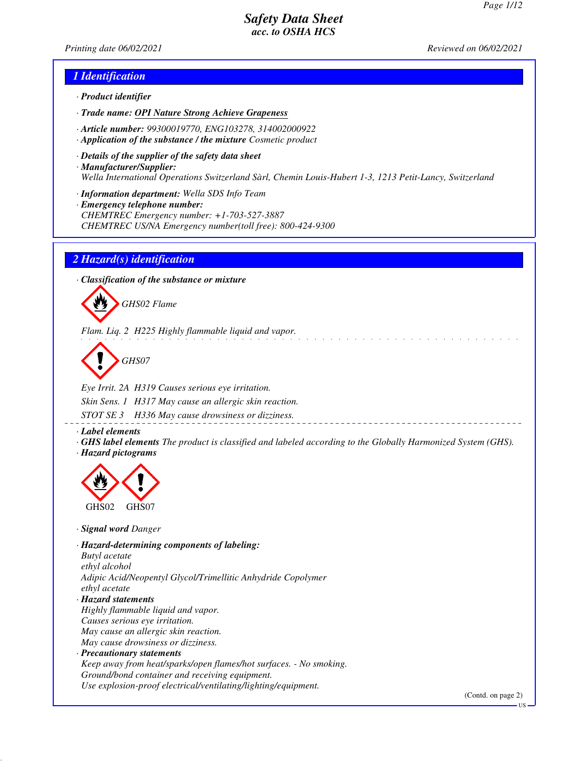# Safety Data Sheet
### acc. to OSHA HCS

Printing date 06/02/2021 Reviewed on 06/02/2021

## 1 Identification

· **Product identifier**

· **Trade name:** **OPI Nature Strong Achieve Grapeness**

· **Article number:** 99300019770, ENG103278, 314002000922

· **Application of the substance / the mixture** Cosmetic product

· **Details of the supplier of the safety data sheet**

· **Manufacturer/Supplier:**
Wella International Operations Switzerland Sàrl, Chemin Louis-Hubert 1-3, 1213 Petit-Lancy, Switzerland

· **Information department:** Wella SDS Info Team

· **Emergency telephone number:**
CHEMTREC Emergency number: +1-703-527-3887
CHEMTREC US/NA Emergency number(toll free): 800-424-9300

## 2 Hazard(s) identification

· **Classification of the substance or mixture**

GHS02 Flame

Flam. Liq. 2 H225 Highly flammable liquid and vapor.

GHS07

Eye Irrit. 2A H319 Causes serious eye irritation.

Skin Sens. 1 H317 May cause an allergic skin reaction.

STOT SE 3 H336 May cause drowsiness or dizziness.

· **Label elements**

· **GHS label elements** The product is classified and labeled according to the Globally Harmonized System (GHS).

· **Hazard pictograms**

GHS02 GHS07

· **Signal word** Danger

· **Hazard-determining components of labeling:**
Butyl acetate
ethyl alcohol
Adipic Acid/Neopentyl Glycol/Trimellitic Anhydride Copolymer
ethyl acetate

· **Hazard statements**
Highly flammable liquid and vapor.
Causes serious eye irritation.
May cause an allergic skin reaction.
May cause drowsiness or dizziness.

· **Precautionary statements**
Keep away from heat/sparks/open flames/hot surfaces. - No smoking.
Ground/bond container and receiving equipment.
Use explosion-proof electrical/ventilating/lighting/equipment.

(Contd. on page 2)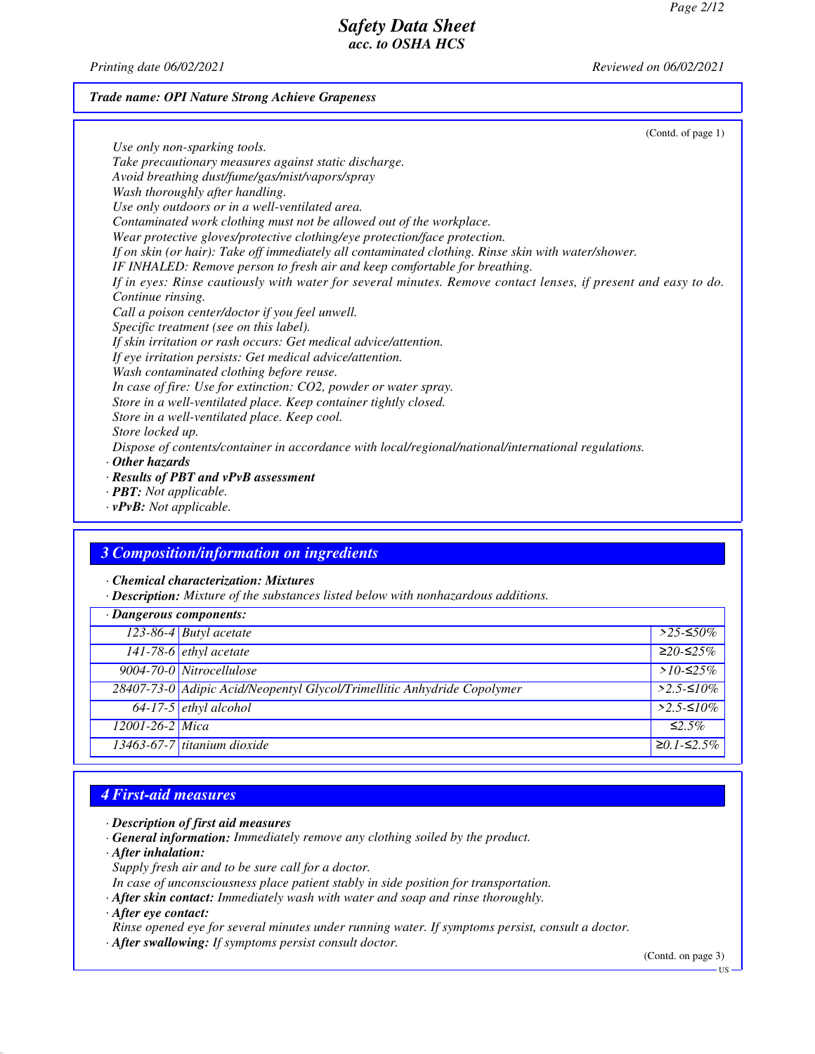(Contd. of page 1)

*Use only non-sparking tools.*
*Take precautionary measures against static discharge.*
*Avoid breathing dust/fume/gas/mist/vapors/spray*
*Wash thoroughly after handling.*
*Use only outdoors or in a well-ventilated area.*
*Contaminated work clothing must not be allowed out of the workplace.*
*Wear protective gloves/protective clothing/eye protection/face protection.*
*If on skin (or hair): Take off immediately all contaminated clothing. Rinse skin with water/shower.*
*IF INHALED: Remove person to fresh air and keep comfortable for breathing.*
*If in eyes: Rinse cautiously with water for several minutes. Remove contact lenses, if present and easy to do. Continue rinsing.*
*Call a poison center/doctor if you feel unwell.*
*Specific treatment (see on this label).*
*If skin irritation or rash occurs: Get medical advice/attention.*
*If eye irritation persists: Get medical advice/attention.*
*Wash contaminated clothing before reuse.*
*In case of fire: Use for extinction: CO2, powder or water spray.*
*Store in a well-ventilated place. Keep container tightly closed.*
*Store in a well-ventilated place. Keep cool.*
*Store locked up.*
*Dispose of contents/container in accordance with local/regional/national/international regulations.*

· ***Other hazards***
· ***Results of PBT and vPvB assessment***
· ***PBT:*** *Not applicable.*
· ***vPvB:*** *Not applicable.*

## 3 Composition/information on ingredients

· ***Chemical characterization: Mixtures***
· ***Description:*** *Mixture of the substances listed below with nonhazardous additions.*

| · **Dangerous components:** | | |
|---|---|---|
| 123-86-4 | Butyl acetate | >25-≤50% |
| 141-78-6 | ethyl acetate | ≥20-≤25% |
| 9004-70-0 | Nitrocellulose | >10-≤25% |
| 28407-73-0 | Adipic Acid/Neopentyl Glycol/Trimellitic Anhydride Copolymer | >2.5-≤10% |
| 64-17-5 | ethyl alcohol | >2.5-≤10% |
| 12001-26-2 | Mica | ≤2.5% |
| 13463-67-7 | titanium dioxide | ≥0.1-≤2.5% |

## 4 First-aid measures

· ***Description of first aid measures***
· ***General information:*** *Immediately remove any clothing soiled by the product.*
· ***After inhalation:***
*Supply fresh air and to be sure call for a doctor.*
*In case of unconsciousness place patient stably in side position for transportation.*
· ***After skin contact:*** *Immediately wash with water and soap and rinse thoroughly.*
· ***After eye contact:***
*Rinse opened eye for several minutes under running water. If symptoms persist, consult a doctor.*
· ***After swallowing:*** *If symptoms persist consult doctor.*

(Contd. on page 3)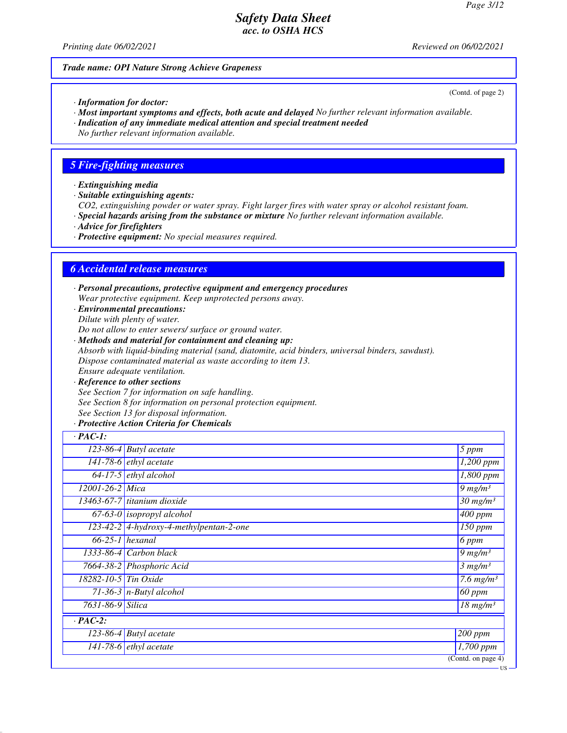**Trade name: OPI Nature Strong Achieve Grapeness**

(Contd. of page 2)

· **Information for doctor:**
· **Most important symptoms and effects, both acute and delayed** No further relevant information available.
· **Indication of any immediate medical attention and special treatment needed**
No further relevant information available.

## 5 Fire-fighting measures

· **Extinguishing media**
· **Suitable extinguishing agents:**
$CO_2$, extinguishing powder or water spray. Fight larger fires with water spray or alcohol resistant foam.
· **Special hazards arising from the substance or mixture** No further relevant information available.
· **Advice for firefighters**
· **Protective equipment:** No special measures required.

## 6 Accidental release measures

· **Personal precautions, protective equipment and emergency procedures**
Wear protective equipment. Keep unprotected persons away.
· **Environmental precautions:**
Dilute with plenty of water.
Do not allow to enter sewers/ surface or ground water.
· **Methods and material for containment and cleaning up:**
Absorb with liquid-binding material (sand, diatomite, acid binders, universal binders, sawdust).
Dispose contaminated material as waste according to item 13.
Ensure adequate ventilation.
· **Reference to other sections**
See Section 7 for information on safe handling.
See Section 8 for information on personal protection equipment.
See Section 13 for disposal information.
· **Protective Action Criteria for Chemicals**

| · **PAC-1:** | | |
|---|---|---|
| 123-86-4 | Butyl acetate | 5 ppm |
| 141-78-6 | ethyl acetate | 1,200 ppm |
| 64-17-5 | ethyl alcohol | 1,800 ppm |
| 12001-26-2 | Mica | 9 mg/m³ |
| 13463-67-7 | titanium dioxide | 30 mg/m³ |
| 67-63-0 | isopropyl alcohol | 400 ppm |
| 123-42-2 | 4-hydroxy-4-methylpentan-2-one | 150 ppm |
| 66-25-1 | hexanal | 6 ppm |
| 1333-86-4 | Carbon black | 9 mg/m³ |
| 7664-38-2 | Phosphoric Acid | 3 mg/m³ |
| 18282-10-5 | Tin Oxide | 7.6 mg/m³ |
| 71-36-3 | n-Butyl alcohol | 60 ppm |
| 7631-86-9 | Silica | 18 mg/m³ |
| · **PAC-2:** | | |
| 123-86-4 | Butyl acetate | 200 ppm |
| 141-78-6 | ethyl acetate | 1,700 ppm |

(Contd. on page 4)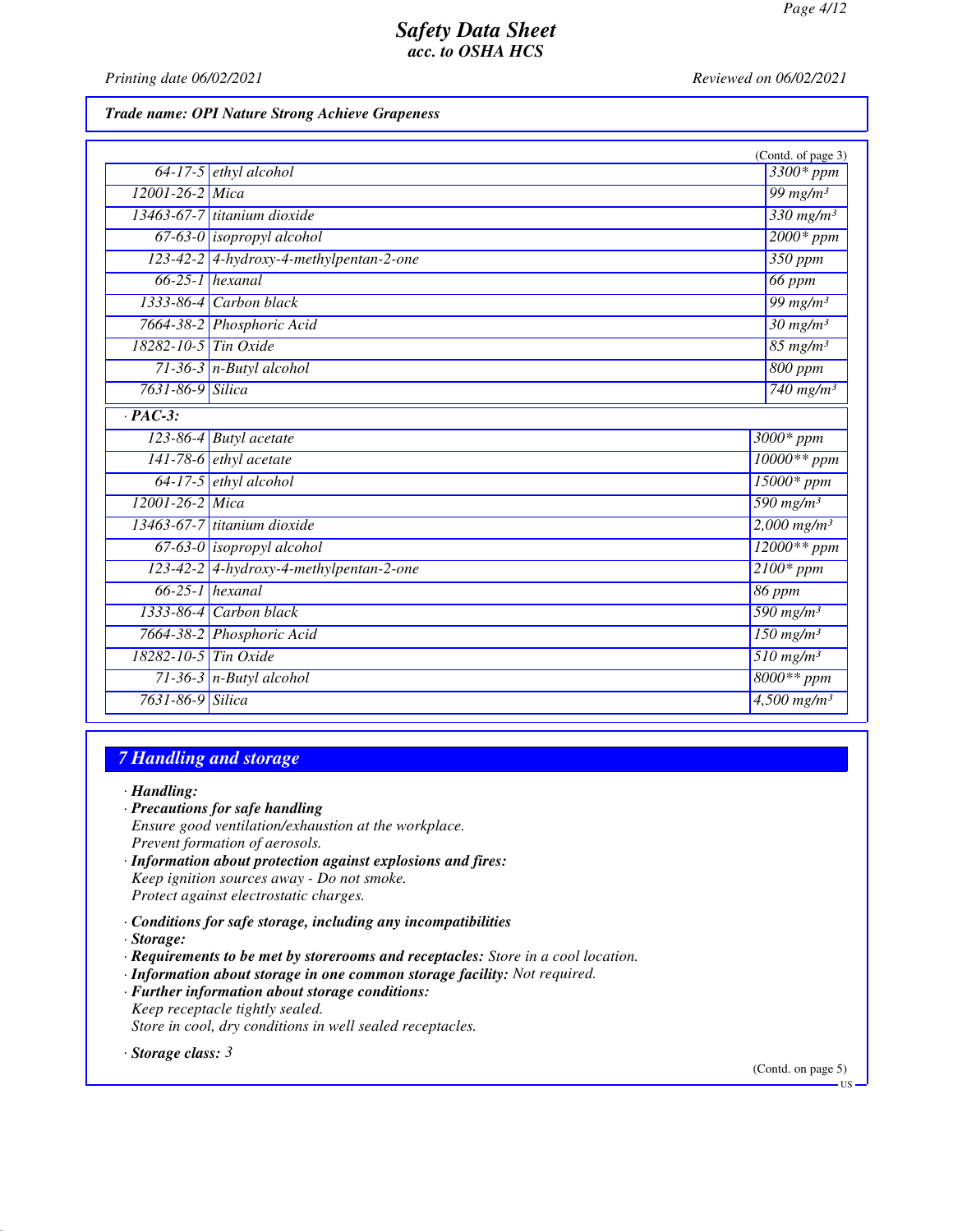**Trade name: OPI Nature Strong Achieve Grapeness**

(Contd. of page 3)

| | | |
|---|---|---|
| 64-17-5 | ethyl alcohol | 3300* ppm |
| 12001-26-2 | Mica | 99 mg/m³ |
| 13463-67-7 | titanium dioxide | 330 mg/m³ |
| 67-63-0 | isopropyl alcohol | 2000* ppm |
| 123-42-2 | 4-hydroxy-4-methylpentan-2-one | 350 ppm |
| 66-25-1 | hexanal | 66 ppm |
| 1333-86-4 | Carbon black | 99 mg/m³ |
| 7664-38-2 | Phosphoric Acid | 30 mg/m³ |
| 18282-10-5 | Tin Oxide | 85 mg/m³ |
| 71-36-3 | n-Butyl alcohol | 800 ppm |
| 7631-86-9 | Silica | 740 mg/m³ |

· **PAC-3:**

| | | |
|---|---|---|
| 123-86-4 | Butyl acetate | 3000* ppm |
| 141-78-6 | ethyl acetate | 10000** ppm |
| 64-17-5 | ethyl alcohol | 15000* ppm |
| 12001-26-2 | Mica | 590 mg/m³ |
| 13463-67-7 | titanium dioxide | 2,000 mg/m³ |
| 67-63-0 | isopropyl alcohol | 12000** ppm |
| 123-42-2 | 4-hydroxy-4-methylpentan-2-one | 2100* ppm |
| 66-25-1 | hexanal | 86 ppm |
| 1333-86-4 | Carbon black | 590 mg/m³ |
| 7664-38-2 | Phosphoric Acid | 150 mg/m³ |
| 18282-10-5 | Tin Oxide | 510 mg/m³ |
| 71-36-3 | n-Butyl alcohol | 8000** ppm |
| 7631-86-9 | Silica | 4,500 mg/m³ |

## 7 Handling and storage

· **Handling:**

· **Precautions for safe handling**
Ensure good ventilation/exhaustion at the workplace.
Prevent formation of aerosols.

· **Information about protection against explosions and fires:**
Keep ignition sources away - Do not smoke.
Protect against electrostatic charges.

· **Conditions for safe storage, including any incompatibilities**

· **Storage:**

· **Requirements to be met by storerooms and receptacles:** Store in a cool location.

· **Information about storage in one common storage facility:** Not required.

· **Further information about storage conditions:**
Keep receptacle tightly sealed.
Store in cool, dry conditions in well sealed receptacles.

· **Storage class:** 3

(Contd. on page 5)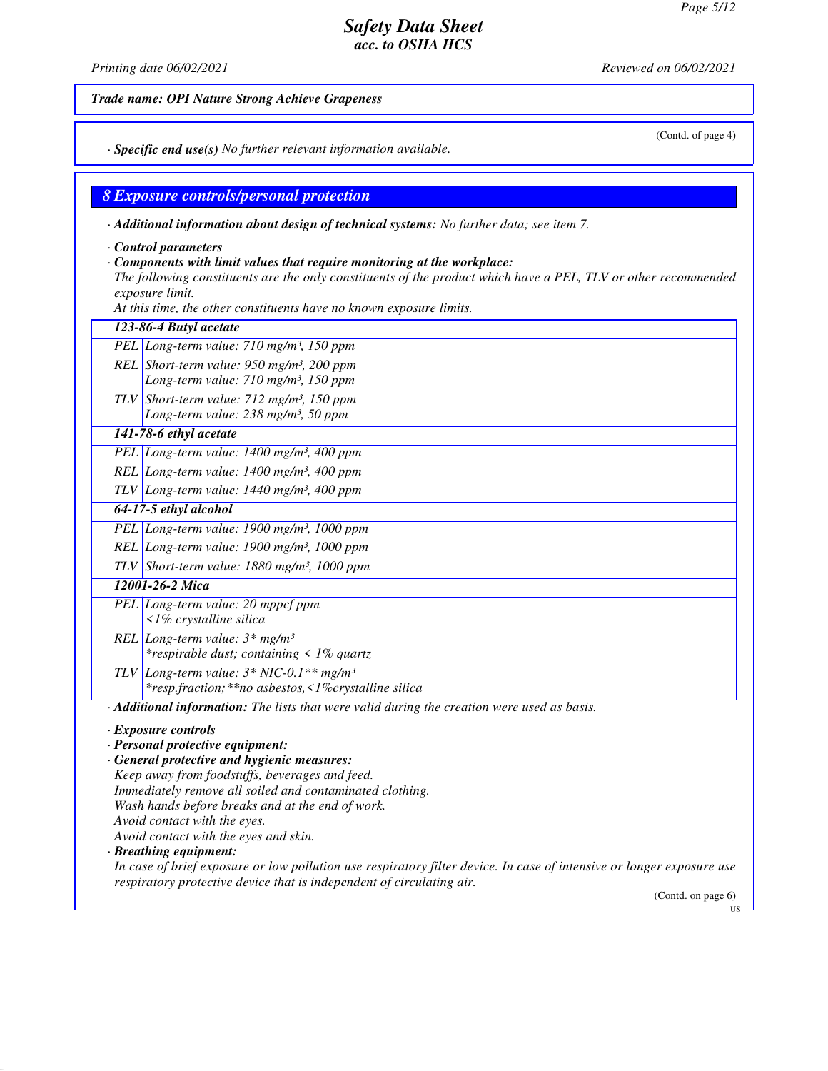**Trade name: OPI Nature Strong Achieve Grapeness**

(Contd. of page 4)

· **Specific end use(s)** No further relevant information available.

## 8 Exposure controls/personal protection

· **Additional information about design of technical systems:** No further data; see item 7.

· **Control parameters**

· **Components with limit values that require monitoring at the workplace:**

The following constituents are the only constituents of the product which have a PEL, TLV or other recommended exposure limit.

At this time, the other constituents have no known exposure limits.

| **123-86-4 Butyl acetate** | |
|---|---|
| PEL | Long-term value: 710 mg/m³, 150 ppm |
| REL | Short-term value: 950 mg/m³, 200 ppm<br>Long-term value: 710 mg/m³, 150 ppm |
| TLV | Short-term value: 712 mg/m³, 150 ppm<br>Long-term value: 238 mg/m³, 50 ppm |
| **141-78-6 ethyl acetate** | |
| PEL | Long-term value: 1400 mg/m³, 400 ppm |
| REL | Long-term value: 1400 mg/m³, 400 ppm |
| TLV | Long-term value: 1440 mg/m³, 400 ppm |
| **64-17-5 ethyl alcohol** | |
| PEL | Long-term value: 1900 mg/m³, 1000 ppm |
| REL | Long-term value: 1900 mg/m³, 1000 ppm |
| TLV | Short-term value: 1880 mg/m³, 1000 ppm |
| **12001-26-2 Mica** | |
| PEL | Long-term value: 20 mppcf ppm<br><1% crystalline silica |
| REL | Long-term value: 3* mg/m³<br>*respirable dust; containing < 1% quartz |
| TLV | Long-term value: 3* NIC-0.1** mg/m³<br>*resp.fraction;**no asbestos,<1%crystalline silica |

· **Additional information:** The lists that were valid during the creation were used as basis.

· **Exposure controls**

· **Personal protective equipment:**

· **General protective and hygienic measures:**

Keep away from foodstuffs, beverages and feed.
Immediately remove all soiled and contaminated clothing.
Wash hands before breaks and at the end of work.
Avoid contact with the eyes.
Avoid contact with the eyes and skin.

· **Breathing equipment:**

In case of brief exposure or low pollution use respiratory filter device. In case of intensive or longer exposure use respiratory protective device that is independent of circulating air.

(Contd. on page 6)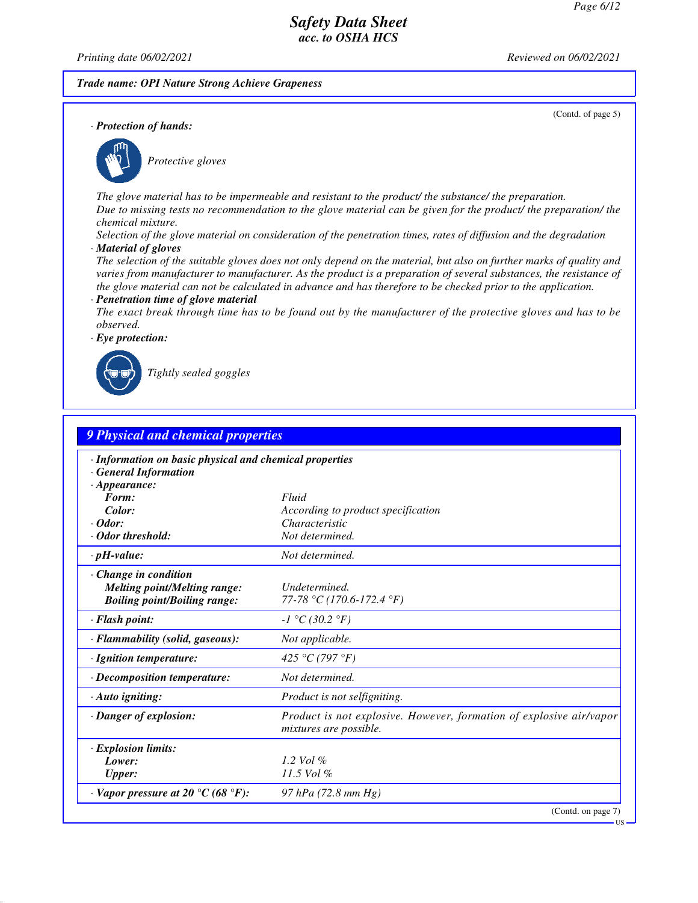**Trade name: OPI Nature Strong Achieve Grapeness**

(Contd. of page 5)

· **Protection of hands:**

Protective gloves

The glove material has to be impermeable and resistant to the product/ the substance/ the preparation.
Due to missing tests no recommendation to the glove material can be given for the product/ the preparation/ the chemical mixture.
Selection of the glove material on consideration of the penetration times, rates of diffusion and the degradation

· **Material of gloves**
The selection of the suitable gloves does not only depend on the material, but also on further marks of quality and varies from manufacturer to manufacturer. As the product is a preparation of several substances, the resistance of the glove material can not be calculated in advance and has therefore to be checked prior to the application.

· **Penetration time of glove material**
The exact break through time has to be found out by the manufacturer of the protective gloves and has to be observed.

· **Eye protection:**

Tightly sealed goggles

## 9 Physical and chemical properties

| | |
|---|---|
| · **Information on basic physical and chemical properties** | |
| · **General Information** | |
| · **Appearance:** | |
| **Form:** | Fluid |
| **Color:** | According to product specification |
| · **Odor:** | Characteristic |
| · **Odor threshold:** | Not determined. |
| · **pH-value:** | Not determined. |
| · **Change in condition** | |
| **Melting point/Melting range:** | Undetermined. |
| **Boiling point/Boiling range:** | 77-78 °C (170.6-172.4 °F) |
| · **Flash point:** | -1 °C (30.2 °F) |
| · **Flammability (solid, gaseous):** | Not applicable. |
| · **Ignition temperature:** | 425 °C (797 °F) |
| · **Decomposition temperature:** | Not determined. |
| · **Auto igniting:** | Product is not selfigniting. |
| · **Danger of explosion:** | Product is not explosive. However, formation of explosive air/vapor mixtures are possible. |
| · **Explosion limits:** | |
| **Lower:** | 1.2 Vol % |
| **Upper:** | 11.5 Vol % |
| · **Vapor pressure at 20 °C (68 °F):** | 97 hPa (72.8 mm Hg) |

(Contd. on page 7)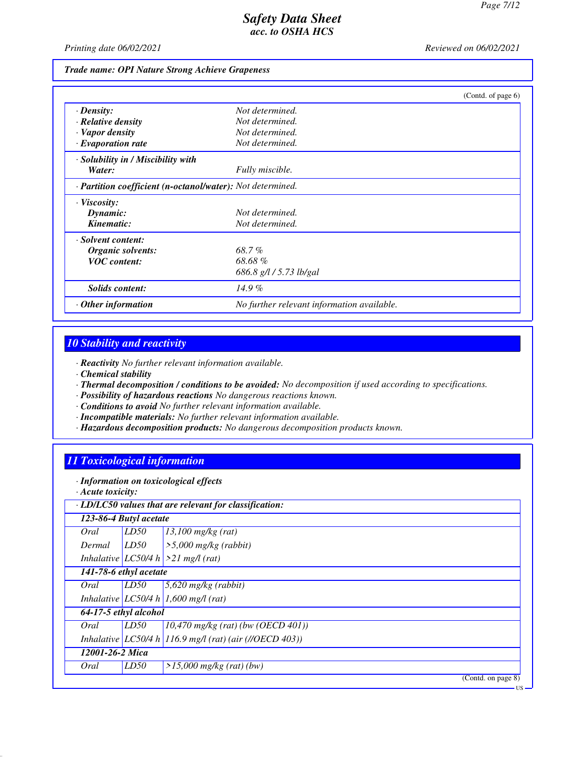**Trade name: OPI Nature Strong Achieve Grapeness**

(Contd. of page 6)

| | |
|---|---|
| · **Density:** | Not determined. |
| · **Relative density** | Not determined. |
| · **Vapor density** | Not determined. |
| · **Evaporation rate** | Not determined. |
| · **Solubility in / Miscibility with** | |
| **Water:** | Fully miscible. |
| · **Partition coefficient (n-octanol/water):** | Not determined. |
| · **Viscosity:** | |
| **Dynamic:** | Not determined. |
| **Kinematic:** | Not determined. |
| · **Solvent content:** | |
| **Organic solvents:** | 68.7 % |
| **VOC content:** | 68.68 % |
| | 686.8 g/l / 5.73 lb/gal |
| **Solids content:** | 14.9 % |
| · **Other information** | No further relevant information available. |

## 10 Stability and reactivity

· **Reactivity** No further relevant information available.
· **Chemical stability**
· **Thermal decomposition / conditions to be avoided:** No decomposition if used according to specifications.
· **Possibility of hazardous reactions** No dangerous reactions known.
· **Conditions to avoid** No further relevant information available.
· **Incompatible materials:** No further relevant information available.
· **Hazardous decomposition products:** No dangerous decomposition products known.

## 11 Toxicological information

· **Information on toxicological effects**
· **Acute toxicity:**

| · **LD/LC50 values that are relevant for classification:** | | |
|---|---|---|
| **123-86-4 Butyl acetate** | | |
| Oral | LD50 | 13,100 mg/kg (rat) |
| Dermal | LD50 | >5,000 mg/kg (rabbit) |
| Inhalative | LC50/4 h | >21 mg/l (rat) |
| **141-78-6 ethyl acetate** | | |
| Oral | LD50 | 5,620 mg/kg (rabbit) |
| Inhalative | LC50/4 h | 1,600 mg/l (rat) |
| **64-17-5 ethyl alcohol** | | |
| Oral | LD50 | 10,470 mg/kg (rat) (bw (OECD 401)) |
| Inhalative | LC50/4 h | 116.9 mg/l (rat) (air (//OECD 403)) |
| **12001-26-2 Mica** | | |
| Oral | LD50 | >15,000 mg/kg (rat) (bw) |

(Contd. on page 8)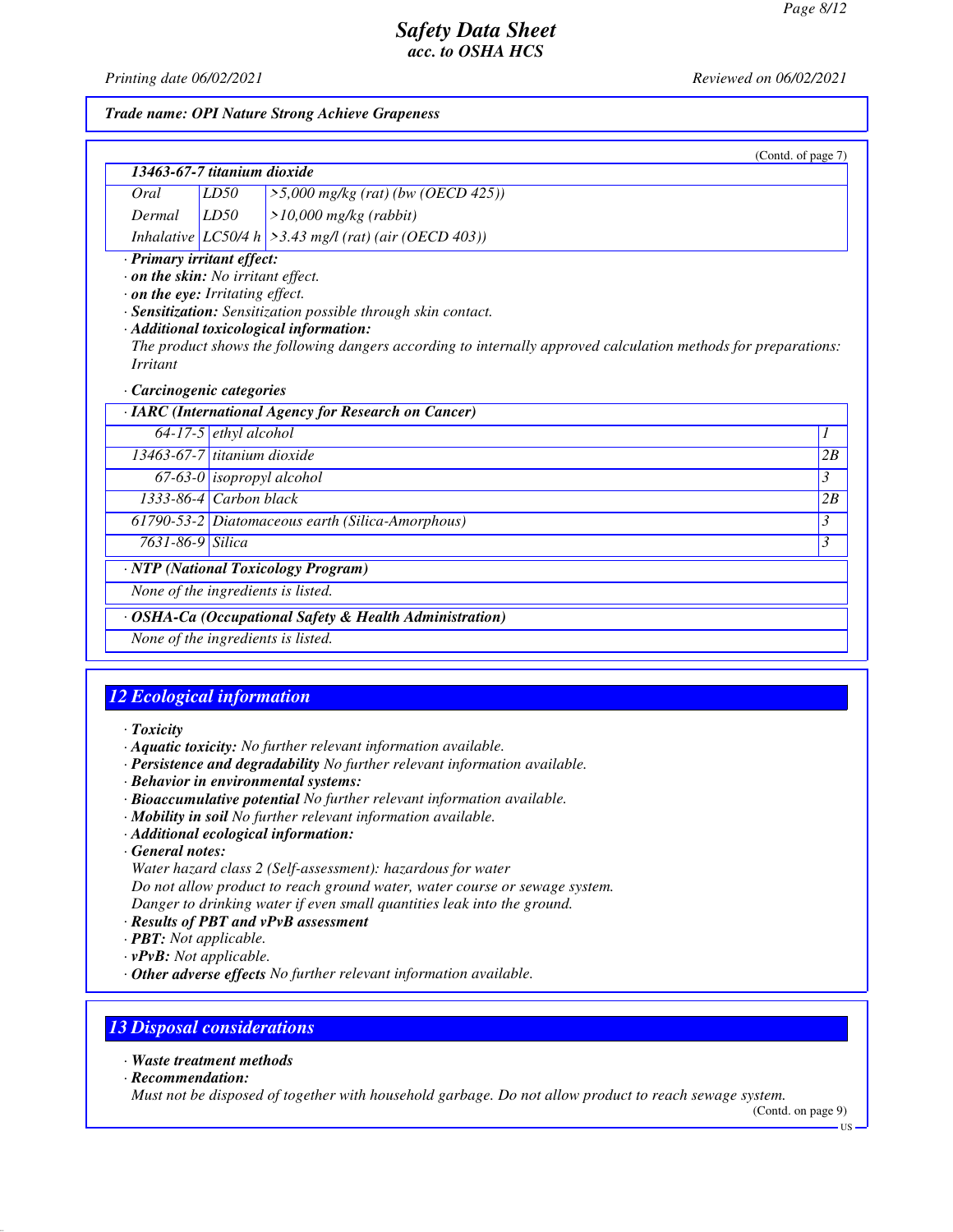*Trade name: OPI Nature Strong Achieve Grapeness*

(Contd. of page 7)

| 13463-67-7 titanium dioxide | | |
|---|---|---|
| Oral | LD50 | >5,000 mg/kg (rat) (bw (OECD 425)) |
| Dermal | LD50 | >10,000 mg/kg (rabbit) |
| Inhalative | LC50/4 h | >3.43 mg/l (rat) (air (OECD 403)) |

· **Primary irritant effect:**
· **on the skin:** No irritant effect.
· **on the eye:** Irritating effect.
· **Sensitization:** Sensitization possible through skin contact.
· **Additional toxicological information:**
The product shows the following dangers according to internally approved calculation methods for preparations:
Irritant

· **Carcinogenic categories**

| · IARC (International Agency for Research on Cancer) | | |
|---|---|---|
| 64-17-5 | ethyl alcohol | 1 |
| 13463-67-7 | titanium dioxide | 2B |
| 67-63-0 | isopropyl alcohol | 3 |
| 1333-86-4 | Carbon black | 2B |
| 61790-53-2 | Diatomaceous earth (Silica-Amorphous) | 3 |
| 7631-86-9 | Silica | 3 |

| · NTP (National Toxicology Program) |
|---|
| None of the ingredients is listed. |

| · OSHA-Ca (Occupational Safety & Health Administration) |
|---|
| None of the ingredients is listed. |

## 12 Ecological information

· **Toxicity**
· **Aquatic toxicity:** No further relevant information available.
· **Persistence and degradability** No further relevant information available.
· **Behavior in environmental systems:**
· **Bioaccumulative potential** No further relevant information available.
· **Mobility in soil** No further relevant information available.
· **Additional ecological information:**
· **General notes:**
Water hazard class 2 (Self-assessment): hazardous for water
Do not allow product to reach ground water, water course or sewage system.
Danger to drinking water if even small quantities leak into the ground.
· **Results of PBT and vPvB assessment**
· **PBT:** Not applicable.
· **vPvB:** Not applicable.
· **Other adverse effects** No further relevant information available.

## 13 Disposal considerations

· **Waste treatment methods**
· **Recommendation:**
Must not be disposed of together with household garbage. Do not allow product to reach sewage system.

(Contd. on page 9)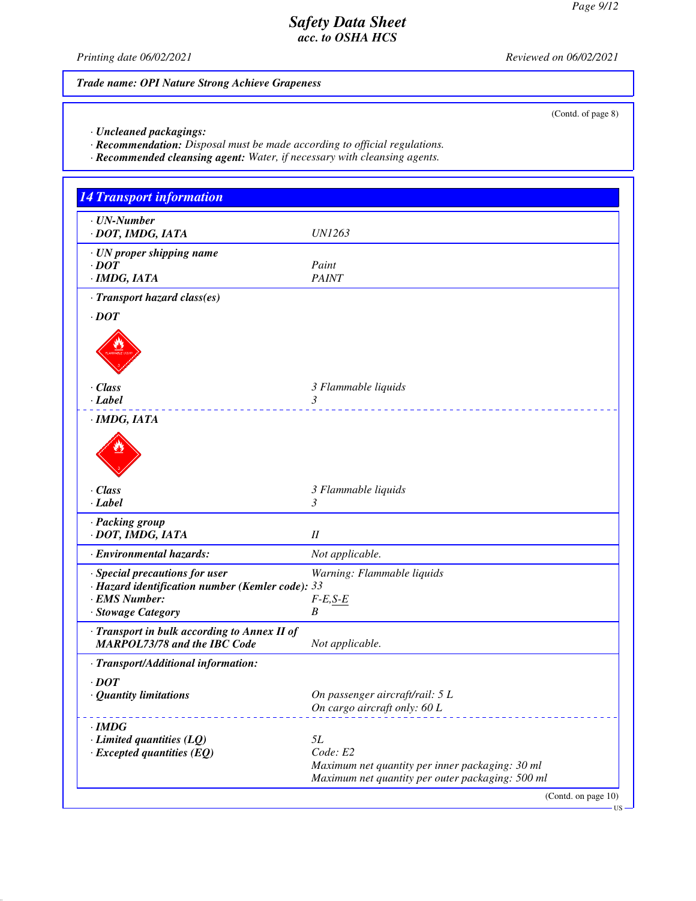**Trade name: OPI Nature Strong Achieve Grapeness**

(Contd. of page 8)

· **Uncleaned packagings:**
· **Recommendation:** Disposal must be made according to official regulations.
· **Recommended cleansing agent:** Water, if necessary with cleansing agents.

## 14 Transport information

| | |
|---|---|
| · **UN-Number** | |
| · **DOT, IMDG, IATA** | UN1263 |
| · **UN proper shipping name** | |
| · **DOT** | Paint |
| · **IMDG, IATA** | PAINT |
| · **Transport hazard class(es)** | |
| · **DOT** | |
| · **Class** | 3 Flammable liquids |
| · **Label** | 3 |
| · **IMDG, IATA** | |
| · **Class** | 3 Flammable liquids |
| · **Label** | 3 |
| · **Packing group** | |
| · **DOT, IMDG, IATA** | II |
| · **Environmental hazards:** | Not applicable. |
| · **Special precautions for user** | Warning: Flammable liquids |
| · **Hazard identification number (Kemler code):** | 33 |
| · **EMS Number:** | F-E,S-E |
| · **Stowage Category** | B |
| · **Transport in bulk according to Annex II of MARPOL73/78 and the IBC Code** | Not applicable. |
| · **Transport/Additional information:** | |
| · **DOT** | |
| · **Quantity limitations** | On passenger aircraft/rail: 5 L<br>On cargo aircraft only: 60 L |
| · **IMDG** | |
| · **Limited quantities (LQ)** | 5L |
| · **Excepted quantities (EQ)** | Code: E2<br>Maximum net quantity per inner packaging: 30 ml<br>Maximum net quantity per outer packaging: 500 ml |

(Contd. on page 10)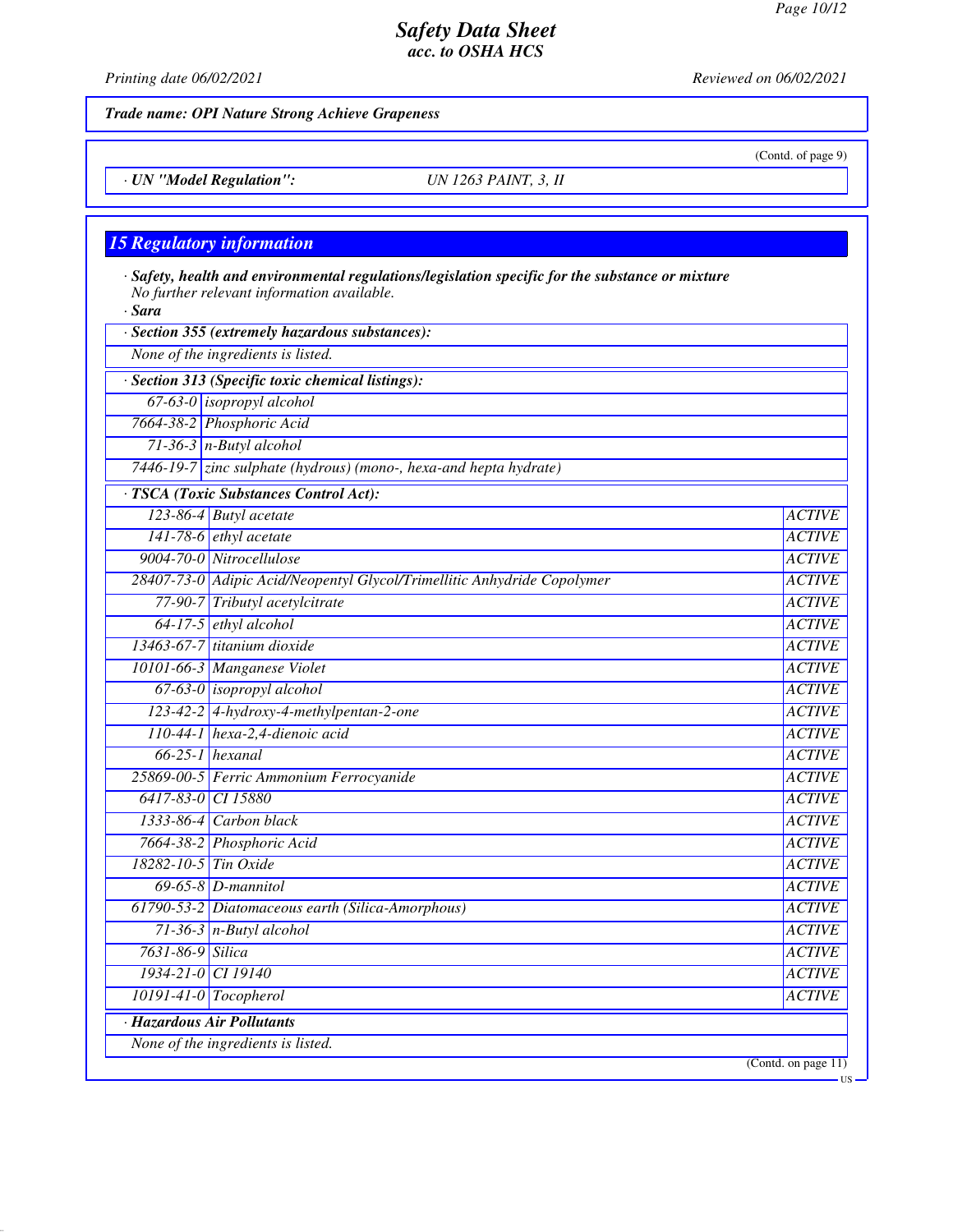*Trade name: OPI Nature Strong Achieve Grapeness*

(Contd. of page 9)

· **UN "Model Regulation":** UN 1263 PAINT, 3, II

## 15 Regulatory information

· **Safety, health and environmental regulations/legislation specific for the substance or mixture**
No further relevant information available.

· **Sara**

· **Section 355 (extremely hazardous substances):**

None of the ingredients is listed.

· **Section 313 (Specific toxic chemical listings):**

| | |
|---|---|
| 67-63-0 | isopropyl alcohol |
| 7664-38-2 | Phosphoric Acid |
| 71-36-3 | n-Butyl alcohol |
| 7446-19-7 | zinc sulphate (hydrous) (mono-, hexa-and hepta hydrate) |

· **TSCA (Toxic Substances Control Act):**

| | | |
|---|---|---|
| 123-86-4 | Butyl acetate | ACTIVE |
| 141-78-6 | ethyl acetate | ACTIVE |
| 9004-70-0 | Nitrocellulose | ACTIVE |
| 28407-73-0 | Adipic Acid/Neopentyl Glycol/Trimellitic Anhydride Copolymer | ACTIVE |
| 77-90-7 | Tributyl acetylcitrate | ACTIVE |
| 64-17-5 | ethyl alcohol | ACTIVE |
| 13463-67-7 | titanium dioxide | ACTIVE |
| 10101-66-3 | Manganese Violet | ACTIVE |
| 67-63-0 | isopropyl alcohol | ACTIVE |
| 123-42-2 | 4-hydroxy-4-methylpentan-2-one | ACTIVE |
| 110-44-1 | hexa-2,4-dienoic acid | ACTIVE |
| 66-25-1 | hexanal | ACTIVE |
| 25869-00-5 | Ferric Ammonium Ferrocyanide | ACTIVE |
| 6417-83-0 | CI 15880 | ACTIVE |
| 1333-86-4 | Carbon black | ACTIVE |
| 7664-38-2 | Phosphoric Acid | ACTIVE |
| 18282-10-5 | Tin Oxide | ACTIVE |
| 69-65-8 | D-mannitol | ACTIVE |
| 61790-53-2 | Diatomaceous earth (Silica-Amorphous) | ACTIVE |
| 71-36-3 | n-Butyl alcohol | ACTIVE |
| 7631-86-9 | Silica | ACTIVE |
| 1934-21-0 | CI 19140 | ACTIVE |
| 10191-41-0 | Tocopherol | ACTIVE |

· **Hazardous Air Pollutants**

None of the ingredients is listed.

(Contd. on page 11)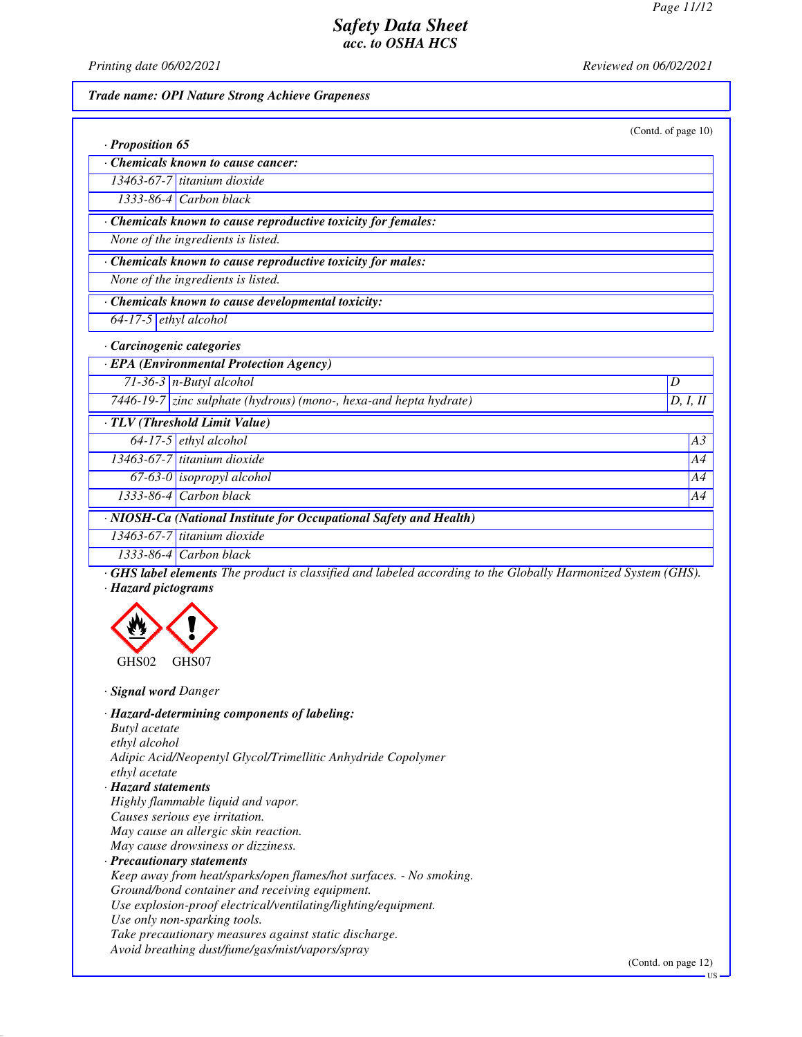## Safety Data Sheet
### acc. to OSHA HCS

Printing date 06/02/2021 Reviewed on 06/02/2021

**Trade name: OPI Nature Strong Achieve Grapeness**

(Contd. of page 10)

· **Proposition 65**

| · **Chemicals known to cause cancer:** | |
|---|---|
| 13463-67-7 | titanium dioxide |
| 1333-86-4 | Carbon black |

| · **Chemicals known to cause reproductive toxicity for females:** |
|---|
| None of the ingredients is listed. |

| · **Chemicals known to cause reproductive toxicity for males:** |
|---|
| None of the ingredients is listed. |

| · **Chemicals known to cause developmental toxicity:** | |
|---|---|
| 64-17-5 | ethyl alcohol |

· **Carcinogenic categories**

| · **EPA (Environmental Protection Agency)** | | |
|---|---|---|
| 71-36-3 | n-Butyl alcohol | D |
| 7446-19-7 | zinc sulphate (hydrous) (mono-, hexa-and hepta hydrate) | D, I, II |

| · **TLV (Threshold Limit Value)** | | |
|---|---|---|
| 64-17-5 | ethyl alcohol | A3 |
| 13463-67-7 | titanium dioxide | A4 |
| 67-63-0 | isopropyl alcohol | A4 |
| 1333-86-4 | Carbon black | A4 |

| · **NIOSH-Ca (National Institute for Occupational Safety and Health)** | |
|---|---|
| 13463-67-7 | titanium dioxide |
| 1333-86-4 | Carbon black |

· **GHS label elements** The product is classified and labeled according to the Globally Harmonized System (GHS).

· **Hazard pictograms**

GHS02 GHS07

· **Signal word** Danger

· **Hazard-determining components of labeling:**

Butyl acetate
ethyl alcohol
Adipic Acid/Neopentyl Glycol/Trimellitic Anhydride Copolymer
ethyl acetate

· **Hazard statements**

Highly flammable liquid and vapor.
Causes serious eye irritation.
May cause an allergic skin reaction.
May cause drowsiness or dizziness.

· **Precautionary statements**

Keep away from heat/sparks/open flames/hot surfaces. - No smoking.
Ground/bond container and receiving equipment.
Use explosion-proof electrical/ventilating/lighting/equipment.
Use only non-sparking tools.
Take precautionary measures against static discharge.
Avoid breathing dust/fume/gas/mist/vapors/spray

(Contd. on page 12)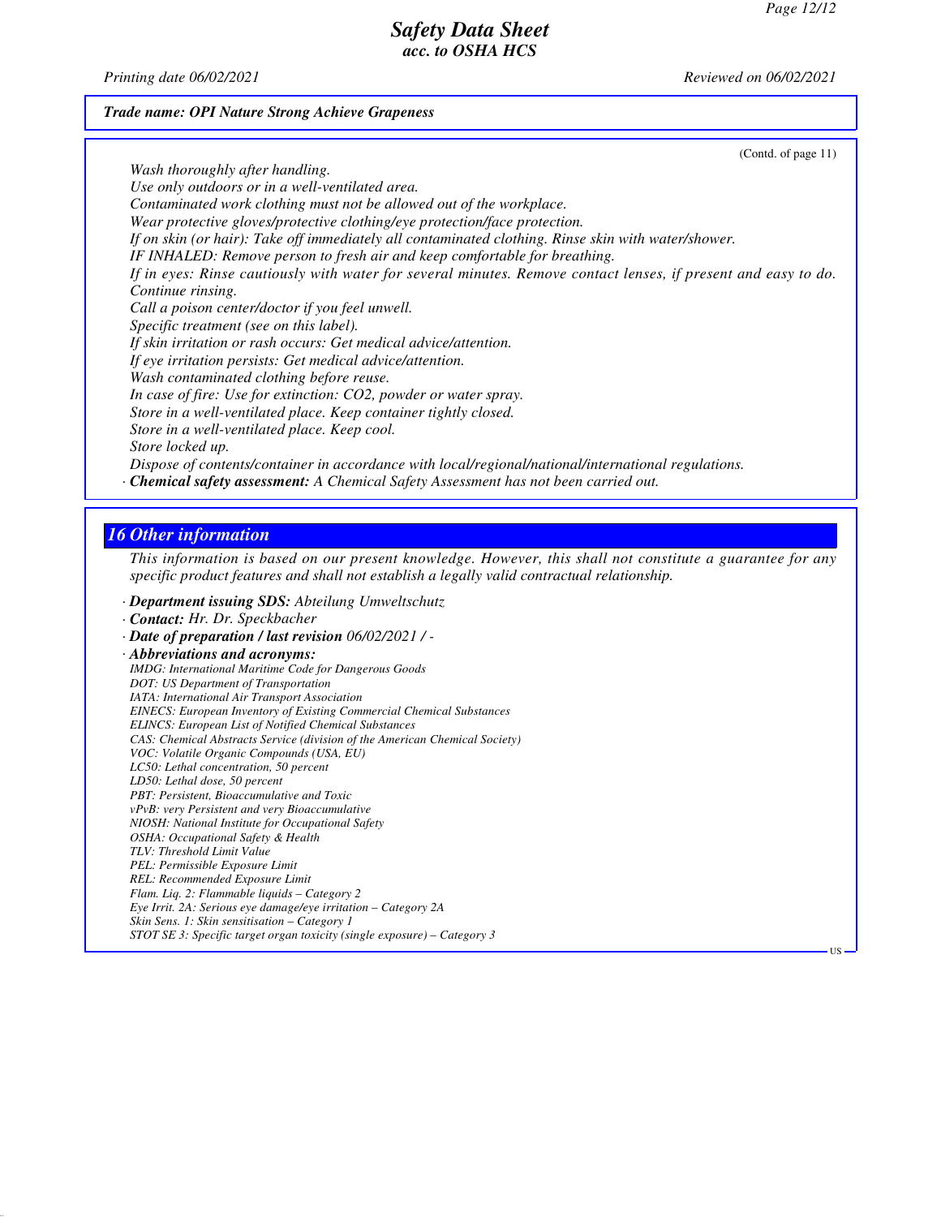*Trade name: OPI Nature Strong Achieve Grapeness*

(Contd. of page 11)

*Wash thoroughly after handling.*
*Use only outdoors or in a well-ventilated area.*
*Contaminated work clothing must not be allowed out of the workplace.*
*Wear protective gloves/protective clothing/eye protection/face protection.*
*If on skin (or hair): Take off immediately all contaminated clothing. Rinse skin with water/shower.*
*IF INHALED: Remove person to fresh air and keep comfortable for breathing.*
*If in eyes: Rinse cautiously with water for several minutes. Remove contact lenses, if present and easy to do. Continue rinsing.*
*Call a poison center/doctor if you feel unwell.*
*Specific treatment (see on this label).*
*If skin irritation or rash occurs: Get medical advice/attention.*
*If eye irritation persists: Get medical advice/attention.*
*Wash contaminated clothing before reuse.*
*In case of fire: Use for extinction: CO2, powder or water spray.*
*Store in a well-ventilated place. Keep container tightly closed.*
*Store in a well-ventilated place. Keep cool.*
*Store locked up.*
*Dispose of contents/container in accordance with local/regional/national/international regulations.*

· ***Chemical safety assessment:*** *A Chemical Safety Assessment has not been carried out.*

## 16 Other information

*This information is based on our present knowledge. However, this shall not constitute a guarantee for any specific product features and shall not establish a legally valid contractual relationship.*

· ***Department issuing SDS:*** *Abteilung Umweltschutz*
· ***Contact:*** *Hr. Dr. Speckbacher*
· ***Date of preparation / last revision*** *06/02/2021 / -*
· ***Abbreviations and acronyms:***
*IMDG: International Maritime Code for Dangerous Goods*
*DOT: US Department of Transportation*
*IATA: International Air Transport Association*
*EINECS: European Inventory of Existing Commercial Chemical Substances*
*ELINCS: European List of Notified Chemical Substances*
*CAS: Chemical Abstracts Service (division of the American Chemical Society)*
*VOC: Volatile Organic Compounds (USA, EU)*
*LC50: Lethal concentration, 50 percent*
*LD50: Lethal dose, 50 percent*
*PBT: Persistent, Bioaccumulative and Toxic*
*vPvB: very Persistent and very Bioaccumulative*
*NIOSH: National Institute for Occupational Safety*
*OSHA: Occupational Safety & Health*
*TLV: Threshold Limit Value*
*PEL: Permissible Exposure Limit*
*REL: Recommended Exposure Limit*
*Flam. Liq. 2: Flammable liquids – Category 2*
*Eye Irrit. 2A: Serious eye damage/eye irritation – Category 2A*
*Skin Sens. 1: Skin sensitisation – Category 1*
*STOT SE 3: Specific target organ toxicity (single exposure) – Category 3*